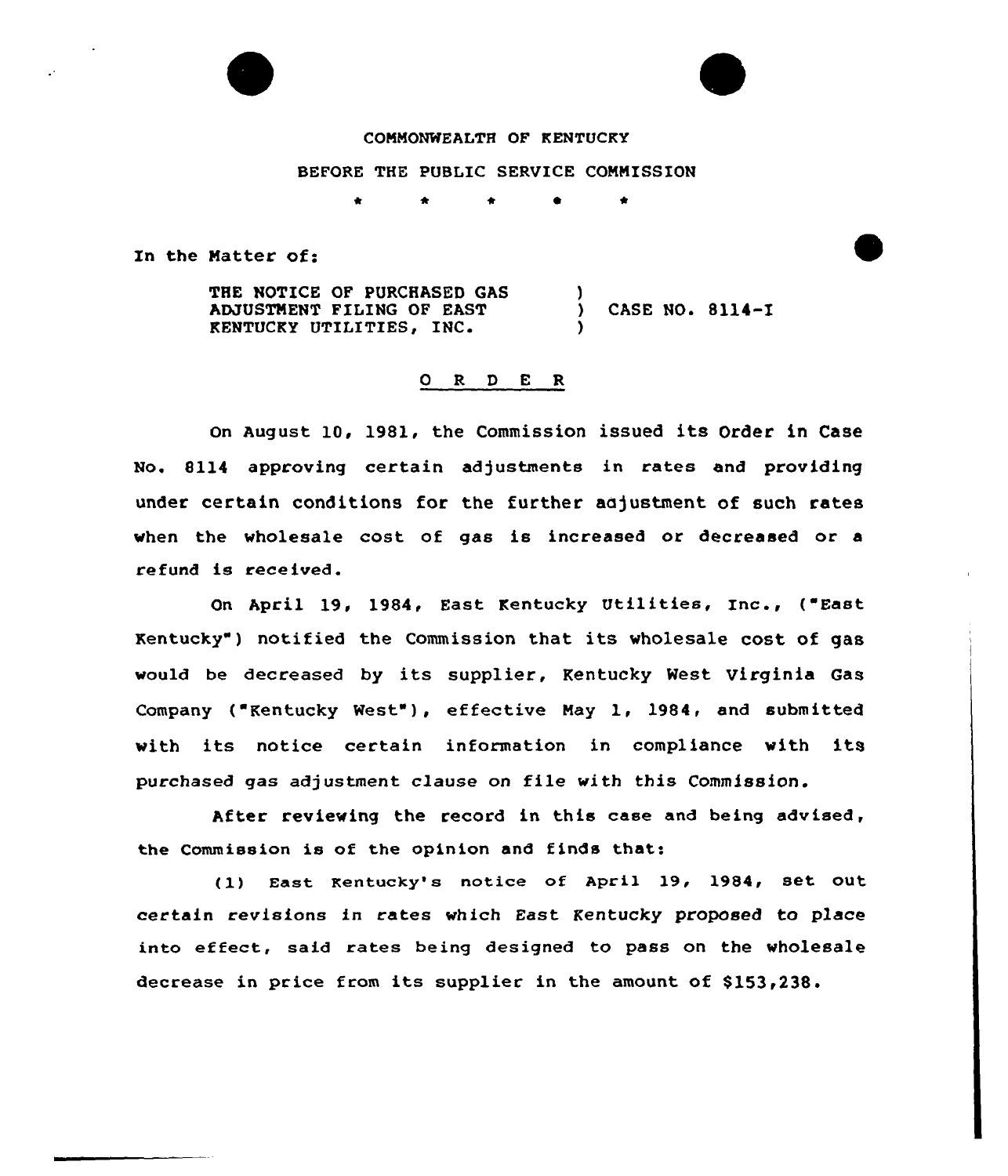COMMONWEALTH OF KENTUCKY

BEFORE THE PUBLIC SERVICE COMMISSION

\* \* \* \* \*

In the Matter of:

THE NOTICE OF PURCHASED GAS ADJUSTMENT FILING OF EAST KENTUCKY UTILITIES, INC. ) CASE NO. 8114-I

O R D E R

On August 10, 1981, the Commission issued its Order in Case No. 8114 approving certain adjustments in rates and providing under certain conditions for the further adjustment of such rates when the wholesale cost of gas is increased or decreased or a refund is received.

On April 19, 1984, East Kentucky Utilities, Inc., ("East Kentucky") notified the Commission that its wholesale cost of gas would be decreased by its supplier, Kentucky West Virginia Gas Company ("Kentucky West"), effective May 1, 1984, and submitted with its notice certain information in compliance with its purchased gas adjustment clause on file with this Commission.

After reviewing the record in this case and being advised, the Commission is of the opinion and finds that:

(1) East Kentucky's notice of April 19, 1984, set out certain revisions in rates which East Kentucky proposed to place into effect, said rates being designed to pass on the wholesale decrease in price from its supplier in the amount of $153,238.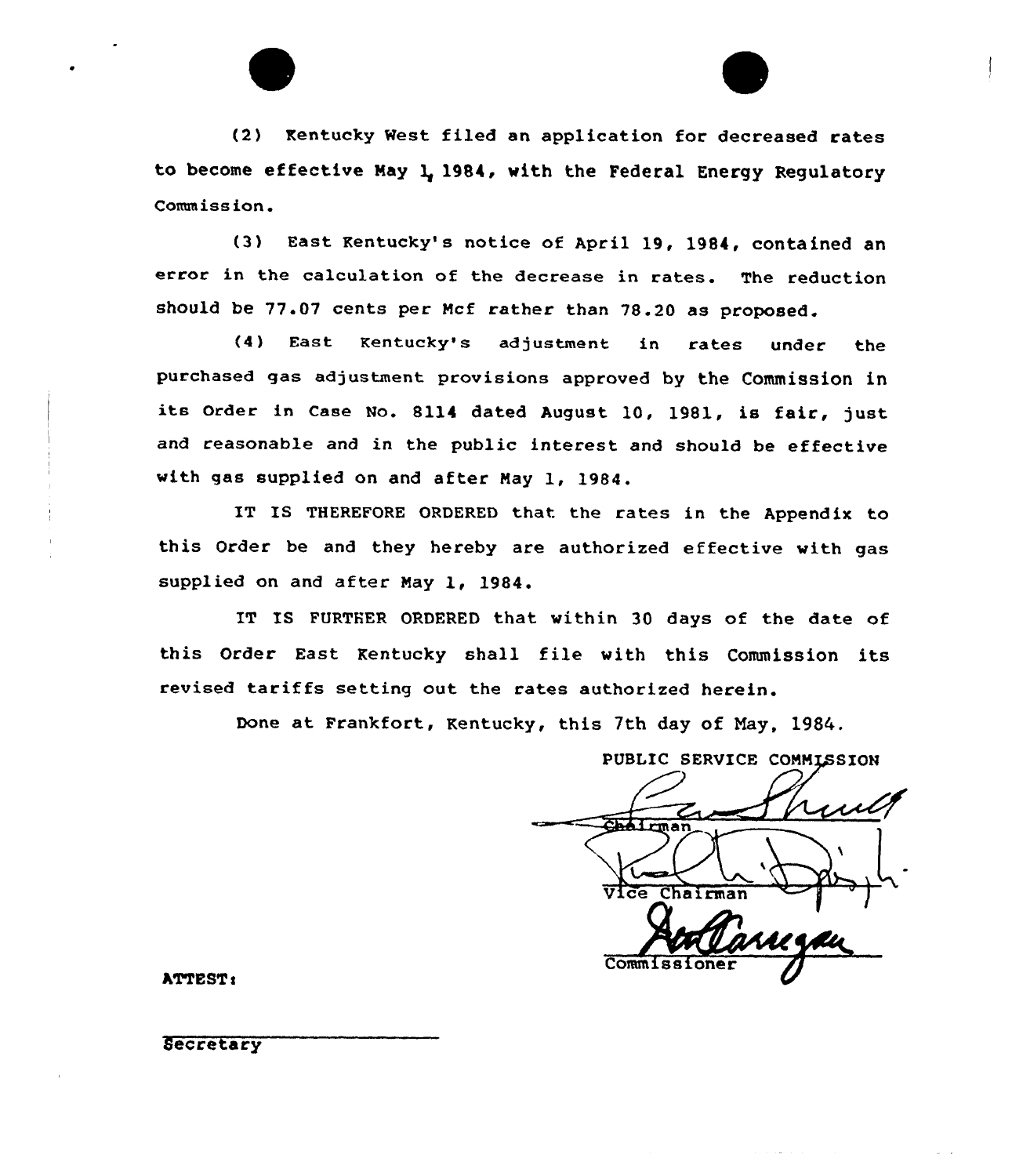(2) Kentucky West filed an application for decreased rates to become effective May 1, 1984, with the Federal Energy Regulatory Commission.

(3) East Kentucky's notice of April 19, 1984, contained an error in the calculation of the decrease in rates. The reduction should be 77.07 cents per Mcf rather than 78.20 as proposed.

(4) East Kentucky's adjustment in rates under the purchased gas adjustment provisions approved by the Commission in its Order in Case No. 8114 dated August 10, 1981, is fair, just and reasonable and in the public interest and should be effective with gas supplied on and after May 1, 1984.

IT IS THEREFORE ORDERED that the rates in the Appendix to this Order be and they hereby are authorized effective with gas supplied on and after May 1, 1984.

IT IS FURTHER ORDERED that within 30 days of the date of this Order East Kentucky shall file with this Commission its revised tariffs setting out the rates authorized herein.

Done at Frankfort, Kentucky, this 7th day of May, 1984.

PUBLIC SERVICE COMMISSION

Chairman

Vice Chairman

Commissioner

ATTEST:

Secretary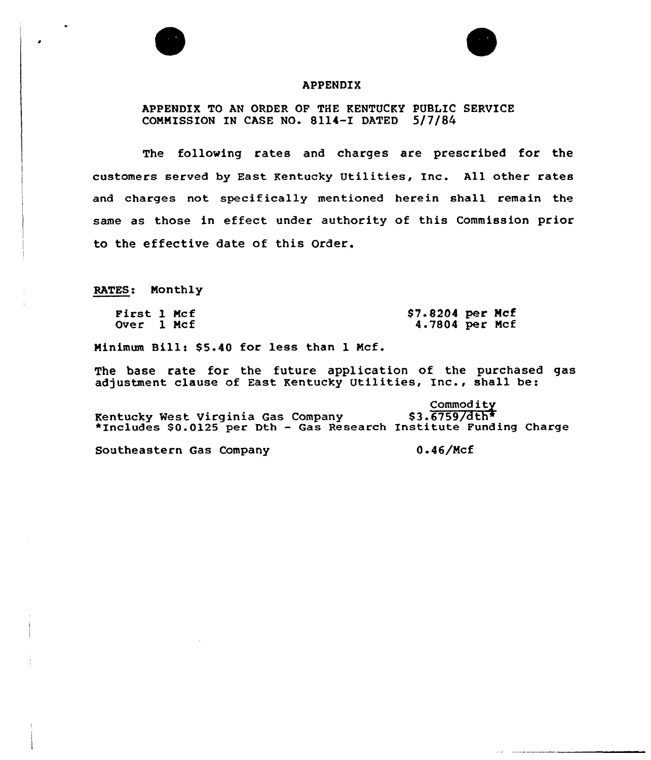# APPENDIX

APPENDIX TO AN ORDER OF THE KENTUCKY PUBLIC SERVICE COMMISSION IN CASE NO. 8114-I DATED 5/7/84

The following rates and charges are prescribed for the customers served by East Kentucky Utilities, Inc. All other rates and charges not specifically mentioned herein shall remain the same as those in effect under authority of this Commission prior to the effective date of this Order.

RATES: Monthly

| | |
|---|---|
| First 1 Mcf | $7.8204 per Mcf |
| Over 1 Mcf | 4.7804 per Mcf |

Minimum Bill: $5.40 for less than 1 Mcf.

The base rate for the future application of the purchased gas adjustment clause of East Kentucky Utilities, Inc., shall be:

| | Commodity |
|---|---|
| Kentucky West Virginia Gas Company | $3.6759/dth* |
| Southeastern Gas Company | 0.46/Mcf |

*Includes $0.0125 per Dth - Gas Research Institute Funding Charge